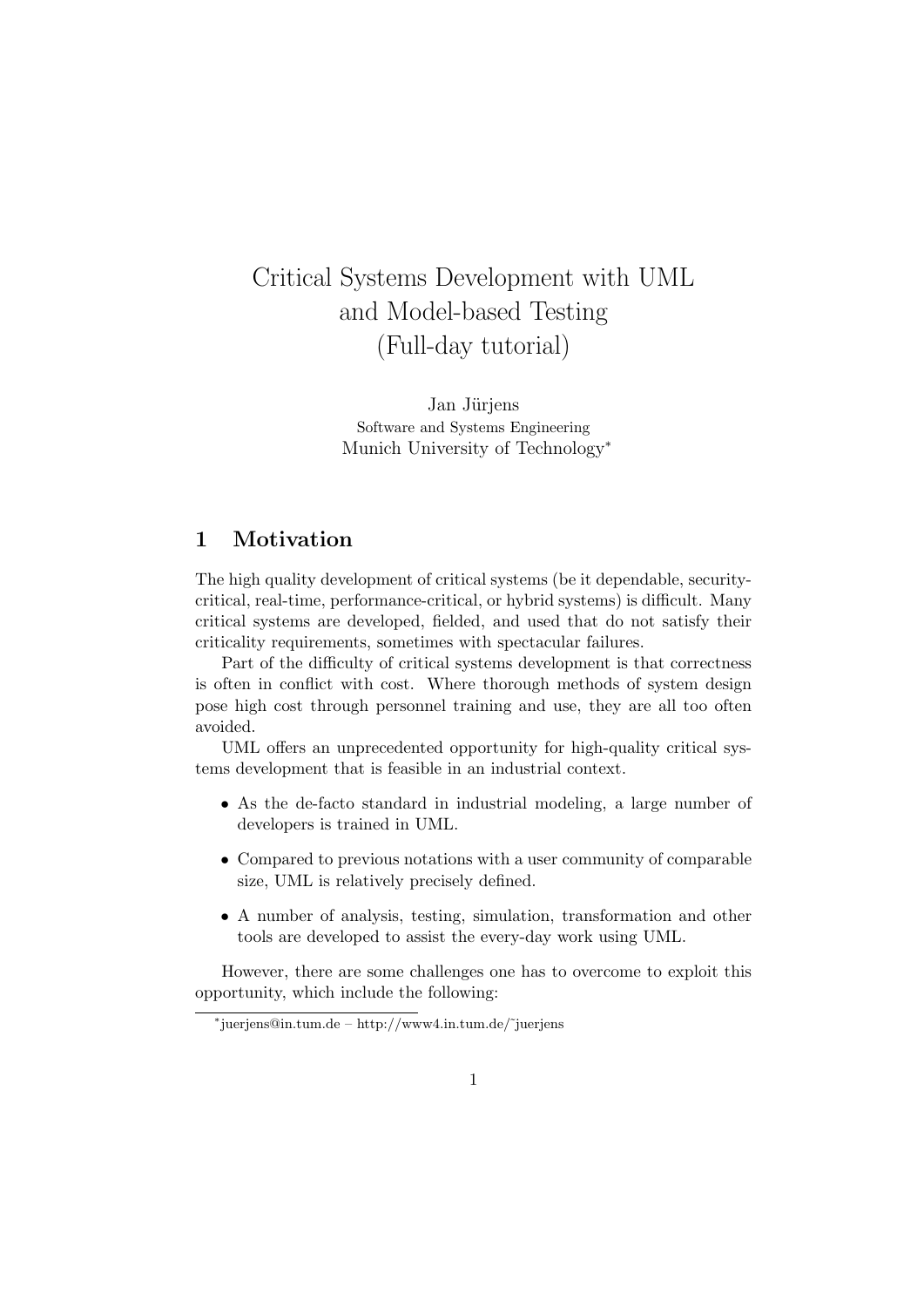# Critical Systems Development with UML and Model-based Testing (Full-day tutorial)

Jan Jürjens
Software and Systems Engineering
Munich University of Technology*

## 1 Motivation

The high quality development of critical systems (be it dependable, security-critical, real-time, performance-critical, or hybrid systems) is difficult. Many critical systems are developed, fielded, and used that do not satisfy their criticality requirements, sometimes with spectacular failures.

Part of the difficulty of critical systems development is that correctness is often in conflict with cost. Where thorough methods of system design pose high cost through personnel training and use, they are all too often avoided.

UML offers an unprecedented opportunity for high-quality critical systems development that is feasible in an industrial context.

- As the de-facto standard in industrial modeling, a large number of developers is trained in UML.
- Compared to previous notations with a user community of comparable size, UML is relatively precisely defined.
- A number of analysis, testing, simulation, transformation and other tools are developed to assist the every-day work using UML.

However, there are some challenges one has to overcome to exploit this opportunity, which include the following:

*juerjens@in.tum.de – http://www4.in.tum.de/~juerjens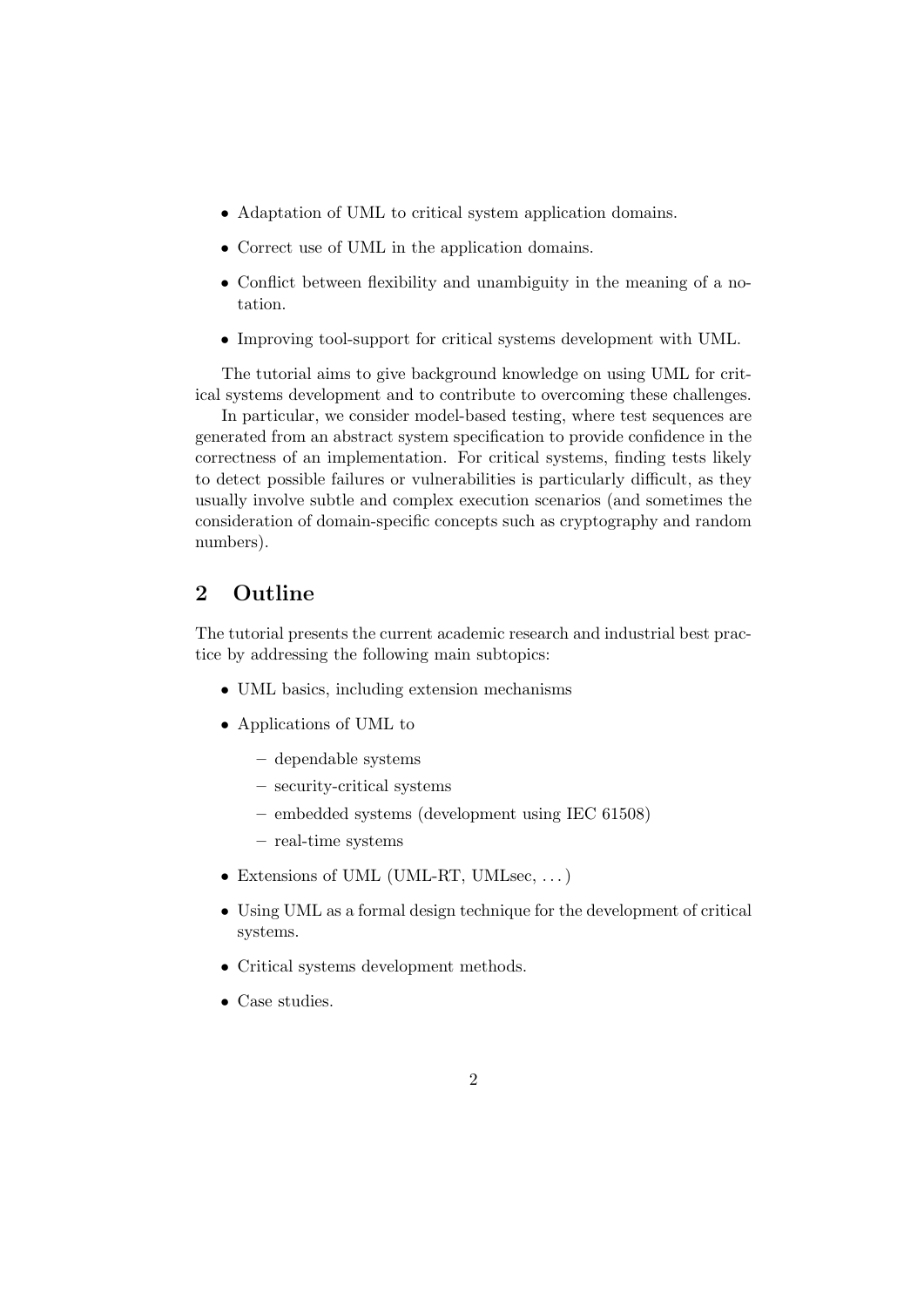- Adaptation of UML to critical system application domains.
- Correct use of UML in the application domains.
- Conflict between flexibility and unambiguity in the meaning of a notation.
- Improving tool-support for critical systems development with UML.

The tutorial aims to give background knowledge on using UML for critical systems development and to contribute to overcoming these challenges.

In particular, we consider model-based testing, where test sequences are generated from an abstract system specification to provide confidence in the correctness of an implementation. For critical systems, finding tests likely to detect possible failures or vulnerabilities is particularly difficult, as they usually involve subtle and complex execution scenarios (and sometimes the consideration of domain-specific concepts such as cryptography and random numbers).

## 2 Outline

The tutorial presents the current academic research and industrial best practice by addressing the following main subtopics:

- UML basics, including extension mechanisms
- Applications of UML to
  - dependable systems
  - security-critical systems
  - embedded systems (development using IEC 61508)
  - real-time systems
- Extensions of UML (UML-RT, UMLsec, ...)
- Using UML as a formal design technique for the development of critical systems.
- Critical systems development methods.
- Case studies.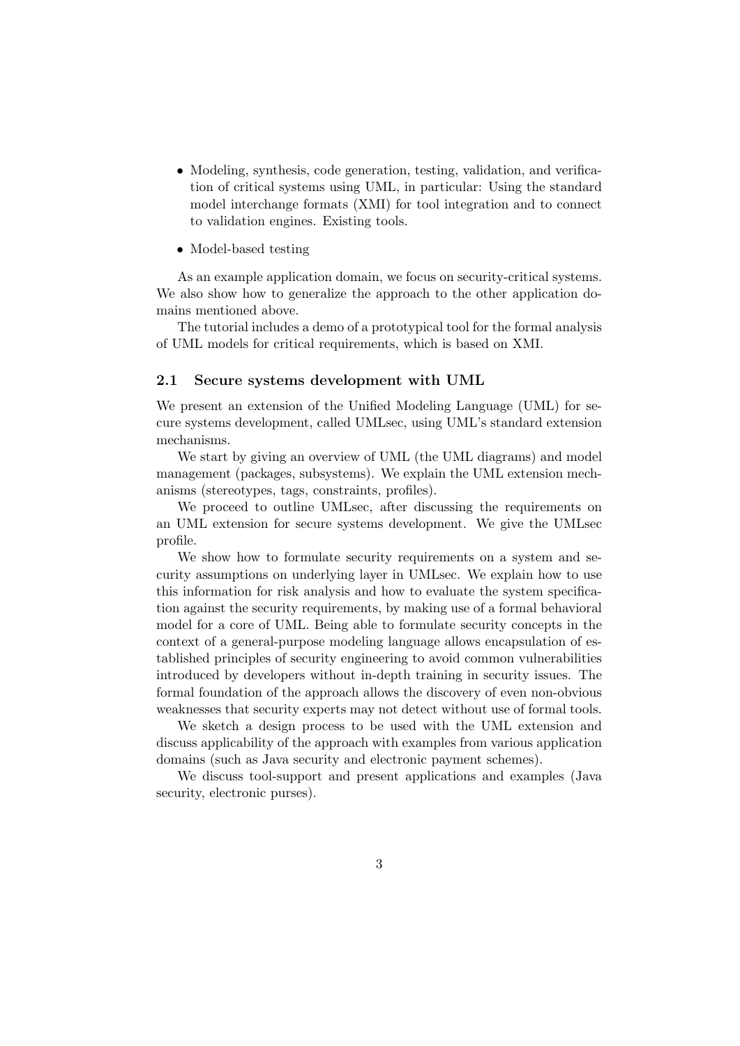- Modeling, synthesis, code generation, testing, validation, and verification of critical systems using UML, in particular: Using the standard model interchange formats (XMI) for tool integration and to connect to validation engines. Existing tools.
- Model-based testing

As an example application domain, we focus on security-critical systems. We also show how to generalize the approach to the other application domains mentioned above.

The tutorial includes a demo of a prototypical tool for the formal analysis of UML models for critical requirements, which is based on XMI.

### 2.1 Secure systems development with UML

We present an extension of the Unified Modeling Language (UML) for secure systems development, called UMLsec, using UML's standard extension mechanisms.

We start by giving an overview of UML (the UML diagrams) and model management (packages, subsystems). We explain the UML extension mechanisms (stereotypes, tags, constraints, profiles).

We proceed to outline UMLsec, after discussing the requirements on an UML extension for secure systems development. We give the UMLsec profile.

We show how to formulate security requirements on a system and security assumptions on underlying layer in UMLsec. We explain how to use this information for risk analysis and how to evaluate the system specification against the security requirements, by making use of a formal behavioral model for a core of UML. Being able to formulate security concepts in the context of a general-purpose modeling language allows encapsulation of established principles of security engineering to avoid common vulnerabilities introduced by developers without in-depth training in security issues. The formal foundation of the approach allows the discovery of even non-obvious weaknesses that security experts may not detect without use of formal tools.

We sketch a design process to be used with the UML extension and discuss applicability of the approach with examples from various application domains (such as Java security and electronic payment schemes).

We discuss tool-support and present applications and examples (Java security, electronic purses).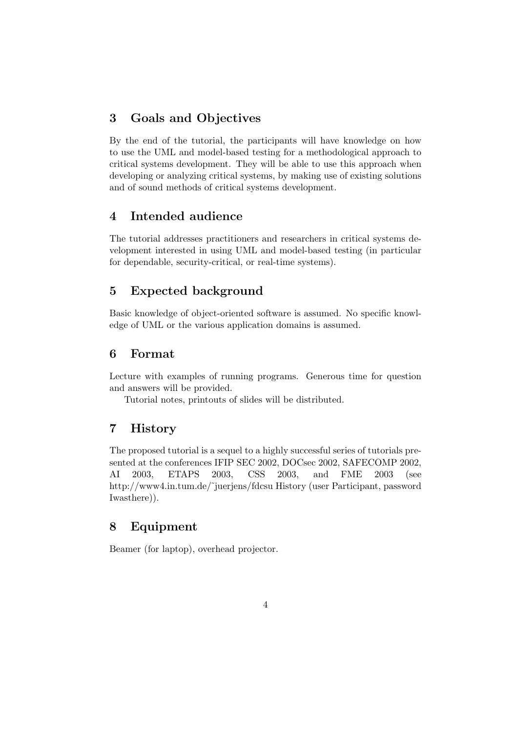## 3 Goals and Objectives

By the end of the tutorial, the participants will have knowledge on how to use the UML and model-based testing for a methodological approach to critical systems development. They will be able to use this approach when developing or analyzing critical systems, by making use of existing solutions and of sound methods of critical systems development.

## 4 Intended audience

The tutorial addresses practitioners and researchers in critical systems development interested in using UML and model-based testing (in particular for dependable, security-critical, or real-time systems).

## 5 Expected background

Basic knowledge of object-oriented software is assumed. No specific knowledge of UML or the various application domains is assumed.

## 6 Format

Lecture with examples of running programs. Generous time for question and answers will be provided.

Tutorial notes, printouts of slides will be distributed.

## 7 History

The proposed tutorial is a sequel to a highly successful series of tutorials presented at the conferences IFIP SEC 2002, DOCsec 2002, SAFECOMP 2002, AI 2003, ETAPS 2003, CSS 2003, and FME 2003 (see http://www4.in.tum.de/~juerjens/fdcsu History (user Participant, password Iwasthere)).

## 8 Equipment

Beamer (for laptop), overhead projector.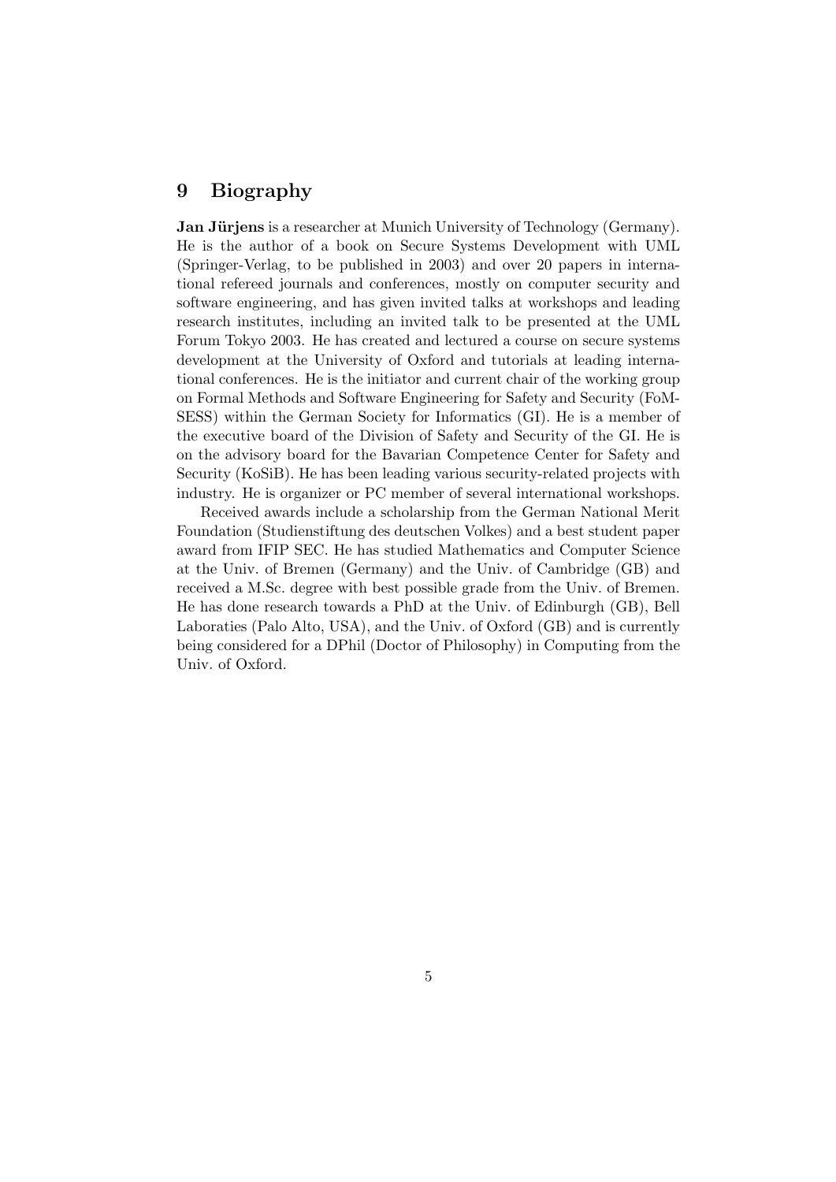## 9 Biography

**Jan Jürjens** is a researcher at Munich University of Technology (Germany). He is the author of a book on Secure Systems Development with UML (Springer-Verlag, to be published in 2003) and over 20 papers in international refereed journals and conferences, mostly on computer security and software engineering, and has given invited talks at workshops and leading research institutes, including an invited talk to be presented at the UML Forum Tokyo 2003. He has created and lectured a course on secure systems development at the University of Oxford and tutorials at leading international conferences. He is the initiator and current chair of the working group on Formal Methods and Software Engineering for Safety and Security (FoMSESS) within the German Society for Informatics (GI). He is a member of the executive board of the Division of Safety and Security of the GI. He is on the advisory board for the Bavarian Competence Center for Safety and Security (KoSiB). He has been leading various security-related projects with industry. He is organizer or PC member of several international workshops.

Received awards include a scholarship from the German National Merit Foundation (Studienstiftung des deutschen Volkes) and a best student paper award from IFIP SEC. He has studied Mathematics and Computer Science at the Univ. of Bremen (Germany) and the Univ. of Cambridge (GB) and received a M.Sc. degree with best possible grade from the Univ. of Bremen. He has done research towards a PhD at the Univ. of Edinburgh (GB), Bell Laboraties (Palo Alto, USA), and the Univ. of Oxford (GB) and is currently being considered for a DPhil (Doctor of Philosophy) in Computing from the Univ. of Oxford.